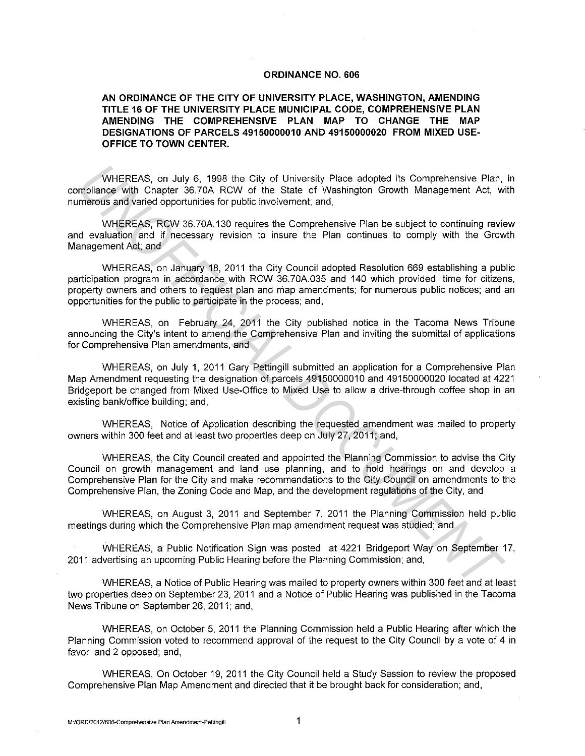# ORDINANCE NO. 606

**AN ORDINANCE OF THE CITY OF UNIVERSITY PLACE, WASHINGTON, AMENDING TITLE 16 OF THE UNIVERSITY PLACE MUNICIPAL CODE, COMPREHENSIVE PLAN AMENDING THE COMPREHENSIVE PLAN MAP TO CHANGE THE MAP DESIGNATIONS OF PARCELS 49150000010 AND 49150000020 FROM MIXED USE-OFFICE TO TOWN CENTER.**

WHEREAS, on July 6, 1998 the City of University Place adopted its Comprehensive Plan, in compliance with Chapter 36.70A RCW of the State of Washington Growth Management Act, with numerous and varied opportunities for public involvement; and,

WHEREAS, RCW 36.70A.130 requires the Comprehensive Plan be subject to continuing review and evaluation and if necessary revision to insure the Plan continues to comply with the Growth Management Act; and

WHEREAS, on January 18, 2011 the City Council adopted Resolution 669 establishing a public participation program in accordance with RCW 36.70A.035 and 140 which provided; time for citizens, property owners and others to request plan and map amendments; for numerous public notices; and an opportunities for the public to participate in the process; and,

WHEREAS, on February 24, 2011 the City published notice in the Tacoma News Tribune announcing the City's intent to amend the Comprehensive Plan and inviting the submittal of applications for Comprehensive Plan amendments, and

WHEREAS, on July 1, 2011 Gary Pettingill submitted an application for a Comprehensive Plan Map Amendment requesting the designation of parcels 49150000010 and 49150000020 located at 4221 Bridgeport be changed from Mixed Use-Office to Mixed Use to allow a drive-through coffee shop in an existing bank/office building; and,

WHEREAS, Notice of Application describing the requested amendment was mailed to property owners within 300 feet and at least two properties deep on July 27, 2011; and,

WHEREAS, the City Council created and appointed the Planning Commission to advise the City Council on growth management and land use planning, and to hold hearings on and develop a Comprehensive Plan for the City and make recommendations to the City Council on amendments to the Comprehensive Plan, the Zoning Code and Map, and the development regulations of the City, and

WHEREAS, on August 3, 2011 and September 7, 2011 the Planning Commission held public meetings during which the Comprehensive Plan map amendment request was studied; and

WHEREAS, a Public Notification Sign was posted at 4221 Bridgeport Way on September 17, 2011 advertising an upcoming Public Hearing before the Planning Commission; and,

WHEREAS, a Notice of Public Hearing was mailed to property owners within 300 feet and at least two properties deep on September 23, 2011 and a Notice of Public Hearing was published in the Tacoma News Tribune on September 26, 2011; and,

WHEREAS, on October 5, 2011 the Planning Commission held a Public Hearing after which the Planning Commission voted to recommend approval of the request to the City Council by a vote of 4 in favor and 2 opposed; and,

WHEREAS, On October 19, 2011 the City Council held a Study Session to review the proposed Comprehensive Plan Map Amendment and directed that it be brought back for consideration; and,

M:/ORD/2012/606-Comprehensive Plan Amendment-Pettingill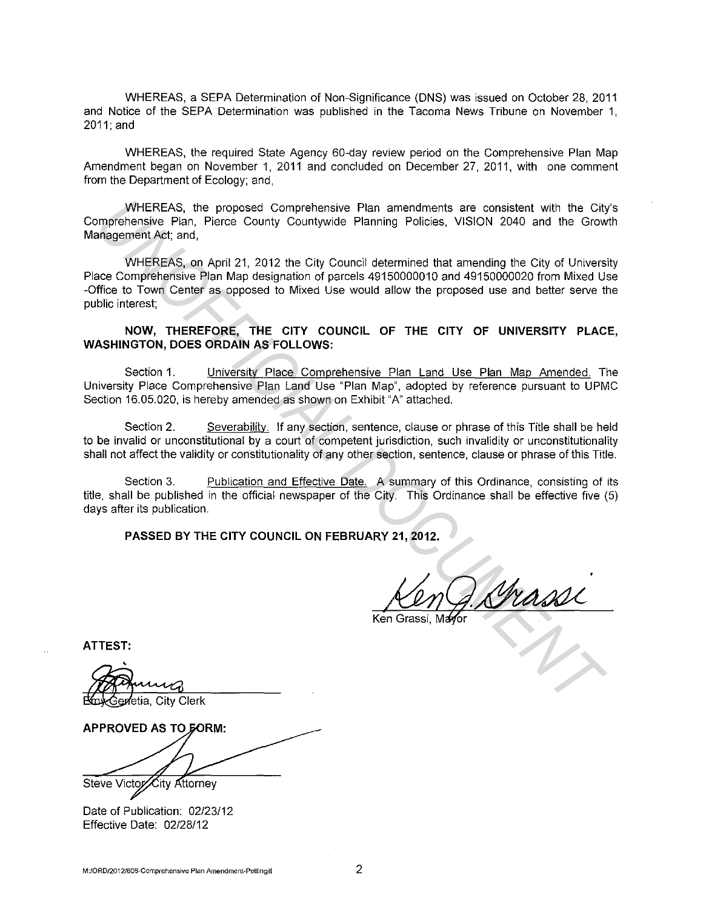WHEREAS, a SEPA Determination of Non-Significance (DNS) was issued on October 28, 2011 and Notice of the SEPA Determination was published in the Tacoma News Tribune on November 1, 2011; and

WHEREAS, the required State Agency 60-day review period on the Comprehensive Plan Map Amendment began on November 1, 2011 and concluded on December 27, 2011, with one comment from the Department of Ecology; and,

WHEREAS, the proposed Comprehensive Plan amendments are consistent with the City's Comprehensive Plan, Pierce County Countywide Planning Policies, VISION 2040 and the Growth Management Act; and,

WHEREAS, on April 21, 2012 the City Council determined that amending the City of University Place Comprehensive Plan Map designation of parcels 49150000010 and 49150000020 from Mixed Use -Office to Town Center as opposed to Mixed Use would allow the proposed use and better serve the public interest;

**NOW, THEREFORE, THE CITY COUNCIL OF THE CITY OF UNIVERSITY PLACE, WASHINGTON, DOES ORDAIN AS FOLLOWS:**

Section 1. University Place Comprehensive Plan Land Use Plan Map Amended. The University Place Comprehensive Plan Land Use "Plan Map", adopted by reference pursuant to UPMC Section 16.05.020, is hereby amended as shown on Exhibit "A" attached.

Section 2. Severability. If any section, sentence, clause or phrase of this Title shall be held to be invalid or unconstitutional by a court of competent jurisdiction, such invalidity or unconstitutionality shall not affect the validity or constitutionality of any other section, sentence, clause or phrase of this Title.

Section 3. Publication and Effective Date. A summary of this Ordinance, consisting of its title, shall be published in the official newspaper of the City. This Ordinance shall be effective five (5) days after its publication.

**PASSED BY THE CITY COUNCIL ON FEBRUARY 21, 2012.**

Ken Grassi, Mayor

**ATTEST:**

Emy Genetia, City Clerk

**APPROVED AS TO FORM:**

Steve Victor, City Attorney

Date of Publication: 02/23/12
Effective Date: 02/28/12

M:/ORD/2012/605-Comprehensive Plan Amendment-Pettingill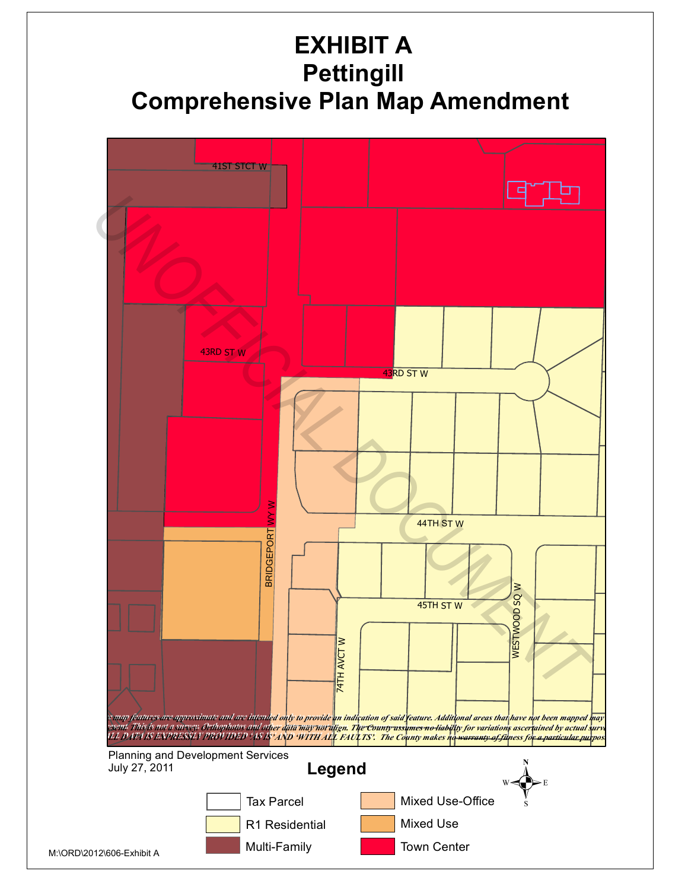# EXHIBIT A
# Pettingill
# Comprehensive Plan Map Amendment

41ST STCT W

43RD ST W

43RD ST W

44TH ST W

45TH ST W

BRIDGEPORT WY W

74TH AVCT W

WESTWOOD SQ W

UNOFFICIAL DOCUMENT

*...map features are approximate and are intended only to provide an indication of said feature. Additional areas that have not been mapped may ... event. This is not a survey. Orthophotos and other data may not align. The County assumes no liability for variations ascertained by actual surve... ALL DATA IS EXPRESSLY PROVIDED 'AS IS' AND 'WITH ALL FAULTS'. The County makes no warranty of fitness for a particular purpos...*

Planning and Development Services
July 27, 2011

N
W E
S

## Legend

Tax Parcel
R1 Residential
Multi-Family
Mixed Use-Office
Mixed Use
Town Center

M:\ORD\2012\606-Exhibit A